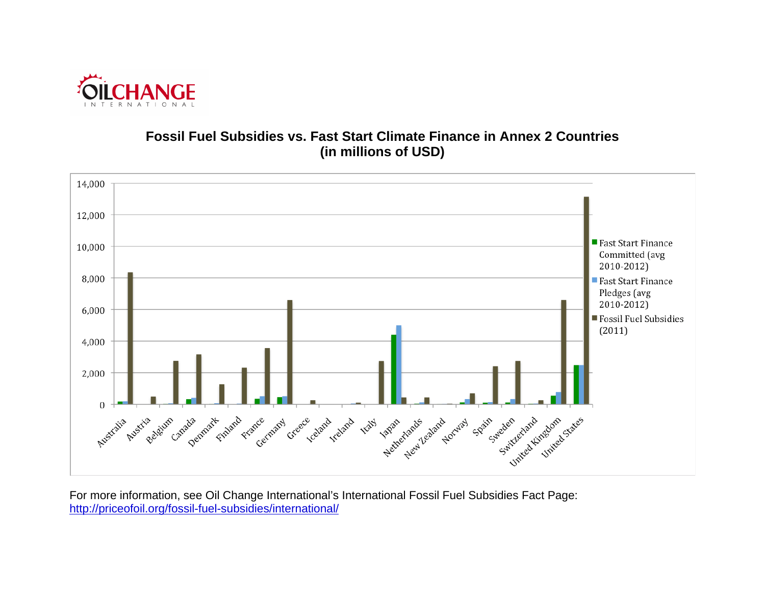OILCHANGE INTERNATIONAL

## Fossil Fuel Subsidies vs. Fast Start Climate Finance in Annex 2 Countries (in millions of USD)

For more information, see Oil Change International's International Fossil Fuel Subsidies Fact Page: http://priceofoil.org/fossil-fuel-subsidies/international/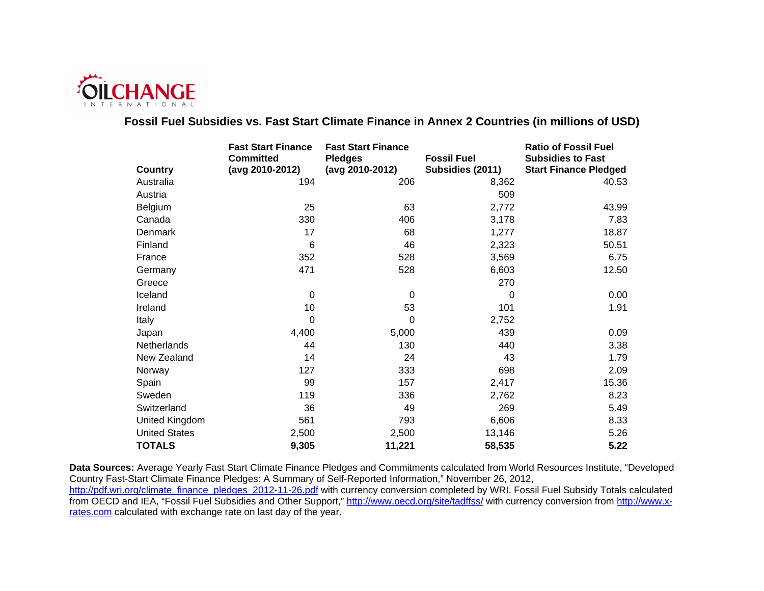OILCHANGE INTERNATIONAL

## Fossil Fuel Subsidies vs. Fast Start Climate Finance in Annex 2 Countries (in millions of USD)

| Country | Fast Start Finance Committed (avg 2010-2012) | Fast Start Finance Pledges (avg 2010-2012) | Fossil Fuel Subsidies (2011) | Ratio of Fossil Fuel Subsidies to Fast Start Finance Pledged |
|---|---|---|---|---|
| Australia | 194 | 206 | 8,362 | 40.53 |
| Austria | | | 509 | |
| Belgium | 25 | 63 | 2,772 | 43.99 |
| Canada | 330 | 406 | 3,178 | 7.83 |
| Denmark | 17 | 68 | 1,277 | 18.87 |
| Finland | 6 | 46 | 2,323 | 50.51 |
| France | 352 | 528 | 3,569 | 6.75 |
| Germany | 471 | 528 | 6,603 | 12.50 |
| Greece | | | 270 | |
| Iceland | 0 | 0 | 0 | 0.00 |
| Ireland | 10 | 53 | 101 | 1.91 |
| Italy | 0 | 0 | 2,752 | |
| Japan | 4,400 | 5,000 | 439 | 0.09 |
| Netherlands | 44 | 130 | 440 | 3.38 |
| New Zealand | 14 | 24 | 43 | 1.79 |
| Norway | 127 | 333 | 698 | 2.09 |
| Spain | 99 | 157 | 2,417 | 15.36 |
| Sweden | 119 | 336 | 2,762 | 8.23 |
| Switzerland | 36 | 49 | 269 | 5.49 |
| United Kingdom | 561 | 793 | 6,606 | 8.33 |
| United States | 2,500 | 2,500 | 13,146 | 5.26 |
| **TOTALS** | **9,305** | **11,221** | **58,535** | **5.22** |

**Data Sources:** Average Yearly Fast Start Climate Finance Pledges and Commitments calculated from World Resources Institute, "Developed Country Fast-Start Climate Finance Pledges: A Summary of Self-Reported Information," November 26, 2012, http://pdf.wri.org/climate_finance_pledges_2012-11-26.pdf with currency conversion completed by WRI. Fossil Fuel Subsidy Totals calculated from OECD and IEA, "Fossil Fuel Subsidies and Other Support," http://www.oecd.org/site/tadffss/ with currency conversion from http://www.x-rates.com calculated with exchange rate on last day of the year.